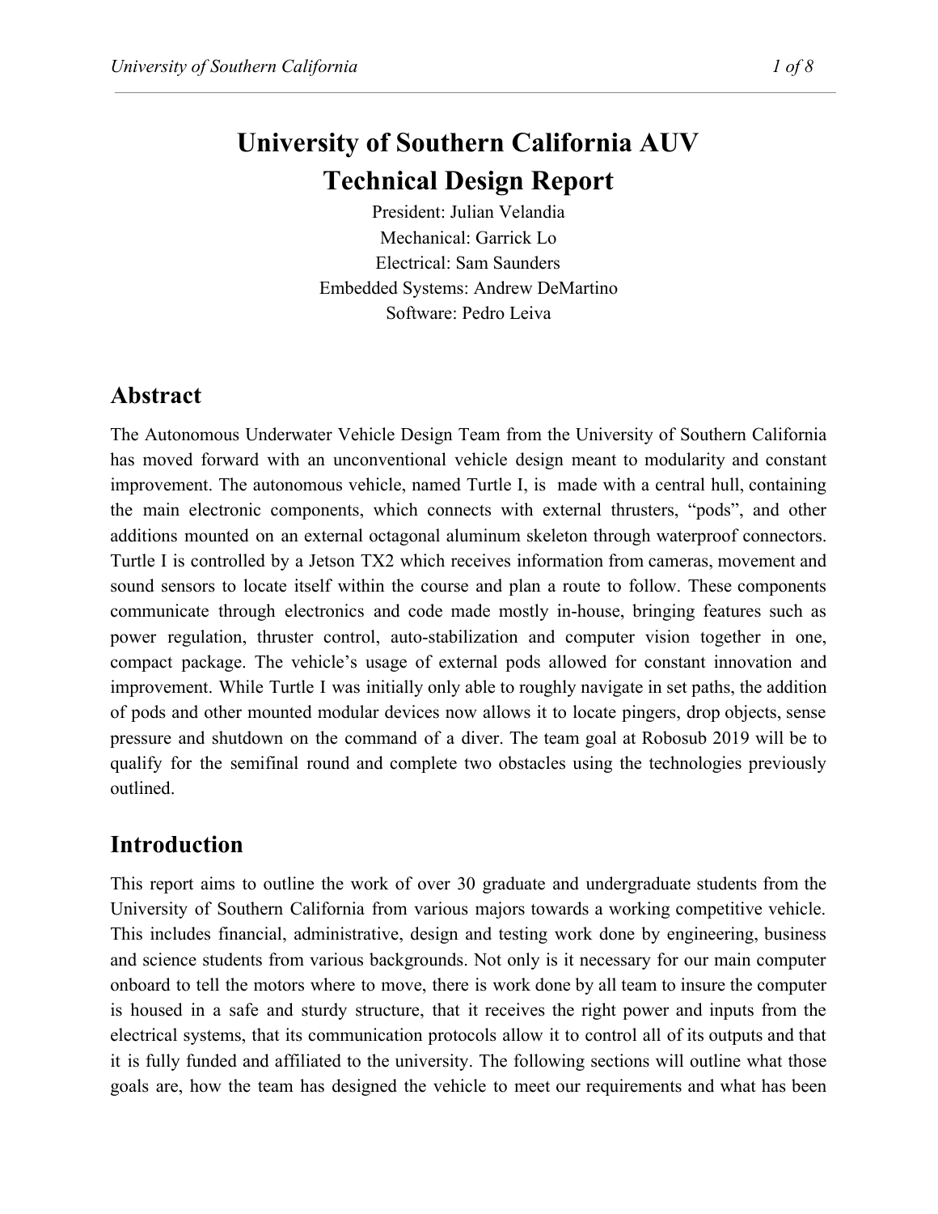# University of Southern California AUV Technical Design Report

President: Julian Velandia
Mechanical: Garrick Lo
Electrical: Sam Saunders
Embedded Systems: Andrew DeMartino
Software: Pedro Leiva

## Abstract

The Autonomous Underwater Vehicle Design Team from the University of Southern California has moved forward with an unconventional vehicle design meant to modularity and constant improvement. The autonomous vehicle, named Turtle I, is made with a central hull, containing the main electronic components, which connects with external thrusters, "pods", and other additions mounted on an external octagonal aluminum skeleton through waterproof connectors. Turtle I is controlled by a Jetson TX2 which receives information from cameras, movement and sound sensors to locate itself within the course and plan a route to follow. These components communicate through electronics and code made mostly in-house, bringing features such as power regulation, thruster control, auto-stabilization and computer vision together in one, compact package. The vehicle's usage of external pods allowed for constant innovation and improvement. While Turtle I was initially only able to roughly navigate in set paths, the addition of pods and other mounted modular devices now allows it to locate pingers, drop objects, sense pressure and shutdown on the command of a diver. The team goal at Robosub 2019 will be to qualify for the semifinal round and complete two obstacles using the technologies previously outlined.

## Introduction

This report aims to outline the work of over 30 graduate and undergraduate students from the University of Southern California from various majors towards a working competitive vehicle. This includes financial, administrative, design and testing work done by engineering, business and science students from various backgrounds. Not only is it necessary for our main computer onboard to tell the motors where to move, there is work done by all team to insure the computer is housed in a safe and sturdy structure, that it receives the right power and inputs from the electrical systems, that its communication protocols allow it to control all of its outputs and that it is fully funded and affiliated to the university. The following sections will outline what those goals are, how the team has designed the vehicle to meet our requirements and what has been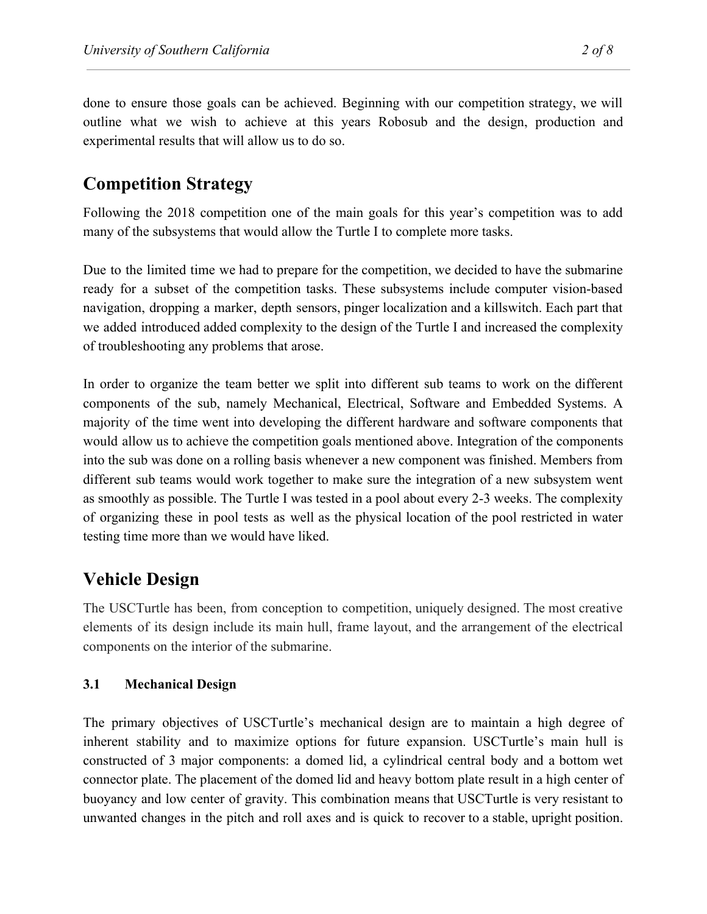done to ensure those goals can be achieved. Beginning with our competition strategy, we will outline what we wish to achieve at this years Robosub and the design, production and experimental results that will allow us to do so.

## Competition Strategy

Following the 2018 competition one of the main goals for this year's competition was to add many of the subsystems that would allow the Turtle I to complete more tasks.

Due to the limited time we had to prepare for the competition, we decided to have the submarine ready for a subset of the competition tasks. These subsystems include computer vision-based navigation, dropping a marker, depth sensors, pinger localization and a killswitch. Each part that we added introduced added complexity to the design of the Turtle I and increased the complexity of troubleshooting any problems that arose.

In order to organize the team better we split into different sub teams to work on the different components of the sub, namely Mechanical, Electrical, Software and Embedded Systems. A majority of the time went into developing the different hardware and software components that would allow us to achieve the competition goals mentioned above. Integration of the components into the sub was done on a rolling basis whenever a new component was finished. Members from different sub teams would work together to make sure the integration of a new subsystem went as smoothly as possible. The Turtle I was tested in a pool about every 2-3 weeks. The complexity of organizing these in pool tests as well as the physical location of the pool restricted in water testing time more than we would have liked.

## Vehicle Design

The USCTurtle has been, from conception to competition, uniquely designed. The most creative elements of its design include its main hull, frame layout, and the arrangement of the electrical components on the interior of the submarine.

### 3.1 Mechanical Design

The primary objectives of USCTurtle's mechanical design are to maintain a high degree of inherent stability and to maximize options for future expansion. USCTurtle's main hull is constructed of 3 major components: a domed lid, a cylindrical central body and a bottom wet connector plate. The placement of the domed lid and heavy bottom plate result in a high center of buoyancy and low center of gravity. This combination means that USCTurtle is very resistant to unwanted changes in the pitch and roll axes and is quick to recover to a stable, upright position.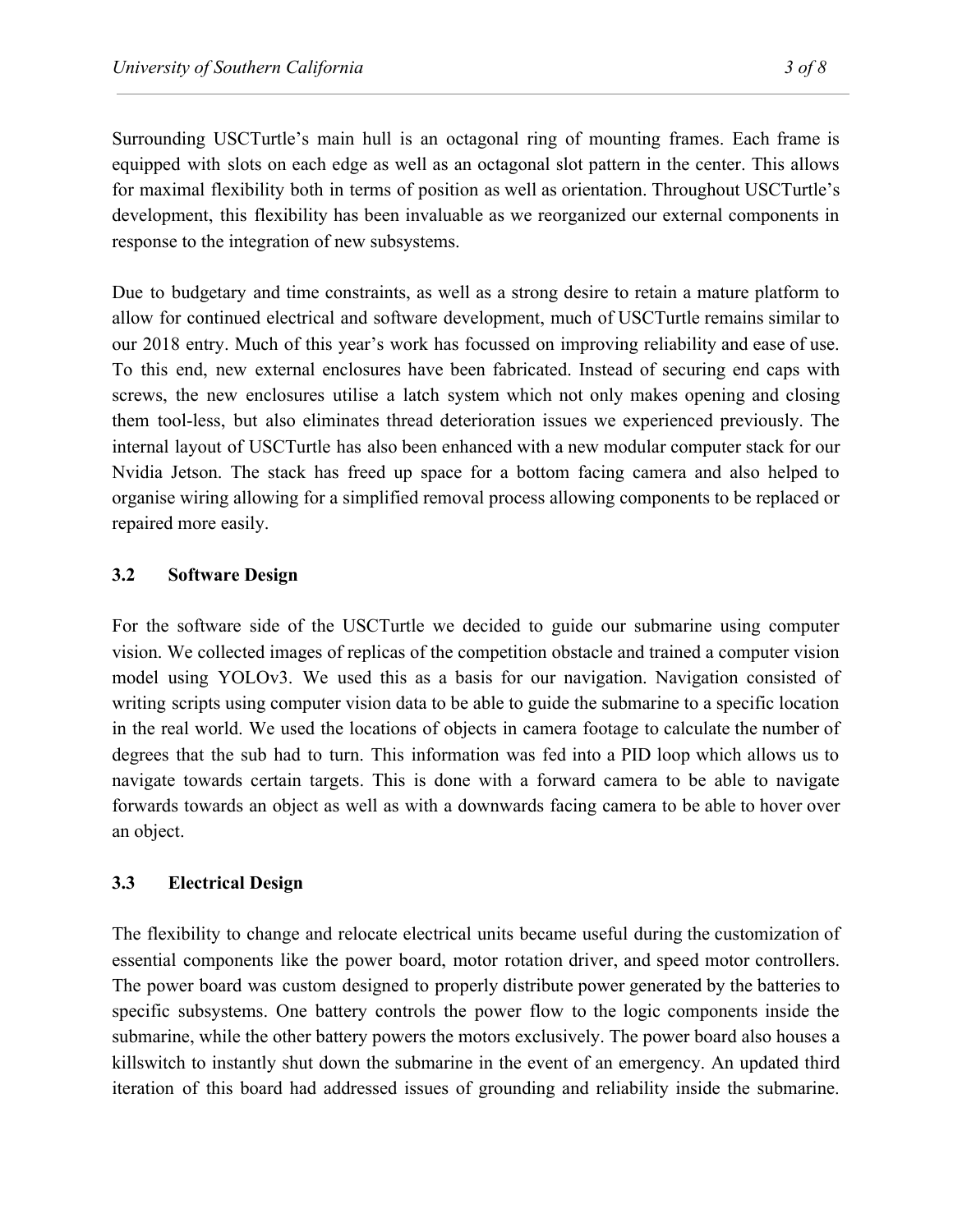Surrounding USCTurtle's main hull is an octagonal ring of mounting frames. Each frame is equipped with slots on each edge as well as an octagonal slot pattern in the center. This allows for maximal flexibility both in terms of position as well as orientation. Throughout USCTurtle's development, this flexibility has been invaluable as we reorganized our external components in response to the integration of new subsystems.

Due to budgetary and time constraints, as well as a strong desire to retain a mature platform to allow for continued electrical and software development, much of USCTurtle remains similar to our 2018 entry. Much of this year's work has focussed on improving reliability and ease of use. To this end, new external enclosures have been fabricated. Instead of securing end caps with screws, the new enclosures utilise a latch system which not only makes opening and closing them tool-less, but also eliminates thread deterioration issues we experienced previously. The internal layout of USCTurtle has also been enhanced with a new modular computer stack for our Nvidia Jetson. The stack has freed up space for a bottom facing camera and also helped to organise wiring allowing for a simplified removal process allowing components to be replaced or repaired more easily.

### 3.2 Software Design

For the software side of the USCTurtle we decided to guide our submarine using computer vision. We collected images of replicas of the competition obstacle and trained a computer vision model using YOLOv3. We used this as a basis for our navigation. Navigation consisted of writing scripts using computer vision data to be able to guide the submarine to a specific location in the real world. We used the locations of objects in camera footage to calculate the number of degrees that the sub had to turn. This information was fed into a PID loop which allows us to navigate towards certain targets. This is done with a forward camera to be able to navigate forwards towards an object as well as with a downwards facing camera to be able to hover over an object.

### 3.3 Electrical Design

The flexibility to change and relocate electrical units became useful during the customization of essential components like the power board, motor rotation driver, and speed motor controllers. The power board was custom designed to properly distribute power generated by the batteries to specific subsystems. One battery controls the power flow to the logic components inside the submarine, while the other battery powers the motors exclusively. The power board also houses a killswitch to instantly shut down the submarine in the event of an emergency. An updated third iteration of this board had addressed issues of grounding and reliability inside the submarine.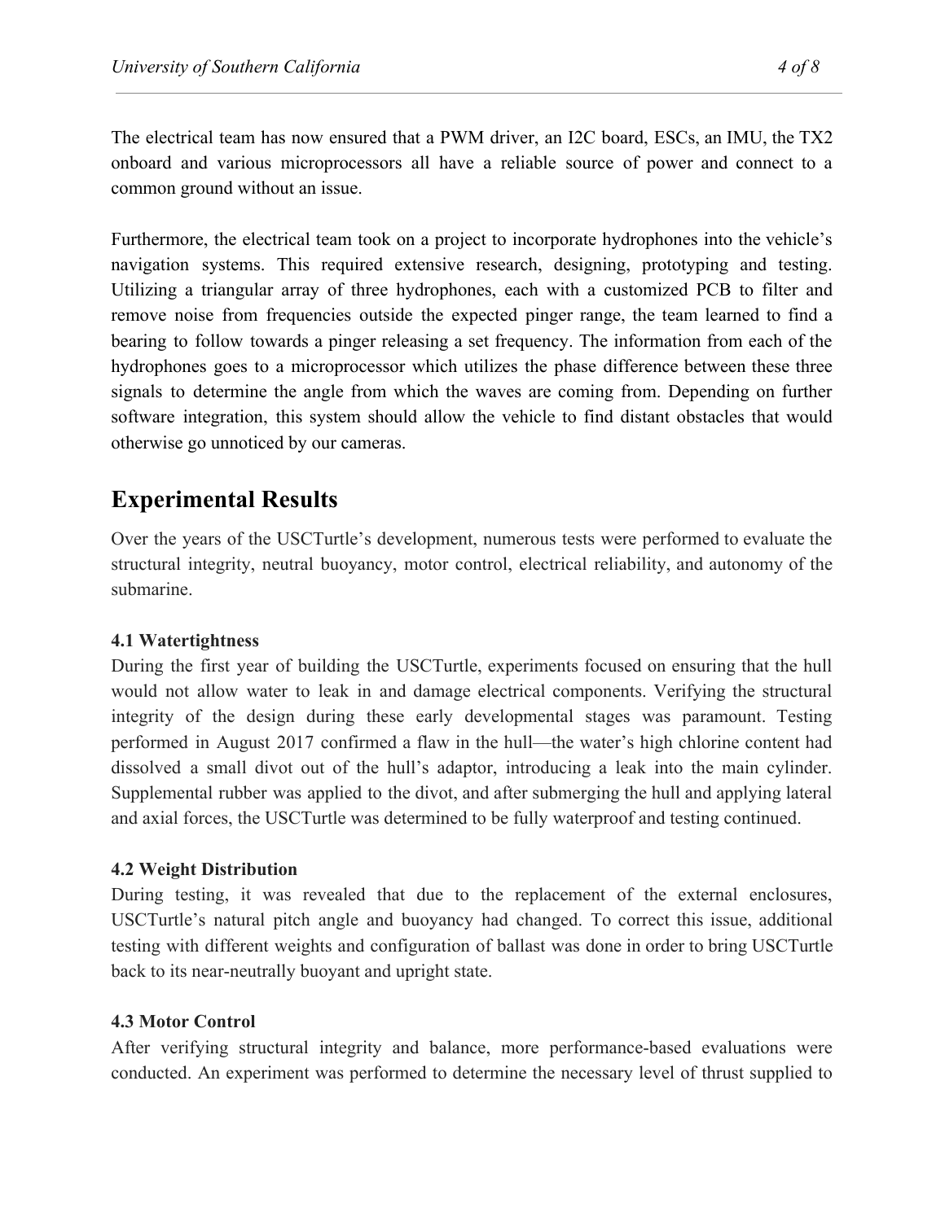The electrical team has now ensured that a PWM driver, an I2C board, ESCs, an IMU, the TX2 onboard and various microprocessors all have a reliable source of power and connect to a common ground without an issue.

Furthermore, the electrical team took on a project to incorporate hydrophones into the vehicle's navigation systems. This required extensive research, designing, prototyping and testing. Utilizing a triangular array of three hydrophones, each with a customized PCB to filter and remove noise from frequencies outside the expected pinger range, the team learned to find a bearing to follow towards a pinger releasing a set frequency. The information from each of the hydrophones goes to a microprocessor which utilizes the phase difference between these three signals to determine the angle from which the waves are coming from. Depending on further software integration, this system should allow the vehicle to find distant obstacles that would otherwise go unnoticed by our cameras.

## Experimental Results

Over the years of the USCTurtle's development, numerous tests were performed to evaluate the structural integrity, neutral buoyancy, motor control, electrical reliability, and autonomy of the submarine.

**4.1 Watertightness**

During the first year of building the USCTurtle, experiments focused on ensuring that the hull would not allow water to leak in and damage electrical components. Verifying the structural integrity of the design during these early developmental stages was paramount. Testing performed in August 2017 confirmed a flaw in the hull—the water's high chlorine content had dissolved a small divot out of the hull's adaptor, introducing a leak into the main cylinder. Supplemental rubber was applied to the divot, and after submerging the hull and applying lateral and axial forces, the USCTurtle was determined to be fully waterproof and testing continued.

**4.2 Weight Distribution**

During testing, it was revealed that due to the replacement of the external enclosures, USCTurtle's natural pitch angle and buoyancy had changed. To correct this issue, additional testing with different weights and configuration of ballast was done in order to bring USCTurtle back to its near-neutrally buoyant and upright state.

**4.3 Motor Control**

After verifying structural integrity and balance, more performance-based evaluations were conducted. An experiment was performed to determine the necessary level of thrust supplied to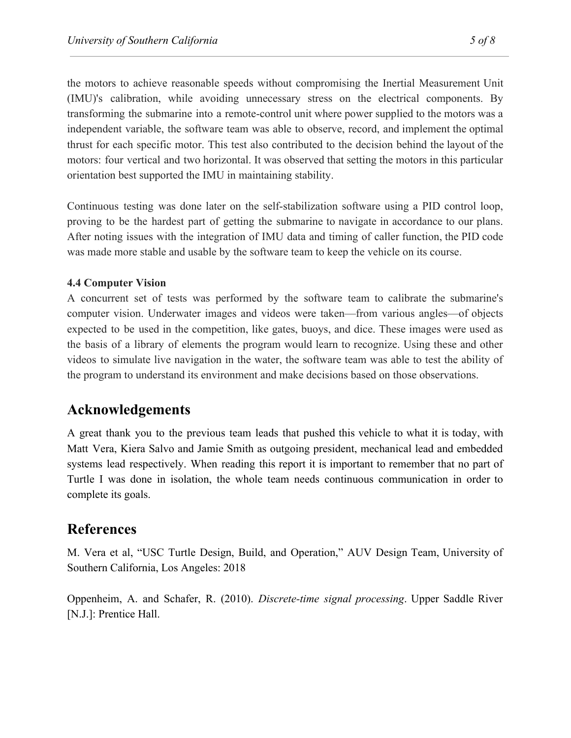the motors to achieve reasonable speeds without compromising the Inertial Measurement Unit (IMU)'s calibration, while avoiding unnecessary stress on the electrical components. By transforming the submarine into a remote-control unit where power supplied to the motors was a independent variable, the software team was able to observe, record, and implement the optimal thrust for each specific motor. This test also contributed to the decision behind the layout of the motors: four vertical and two horizontal. It was observed that setting the motors in this particular orientation best supported the IMU in maintaining stability.

Continuous testing was done later on the self-stabilization software using a PID control loop, proving to be the hardest part of getting the submarine to navigate in accordance to our plans. After noting issues with the integration of IMU data and timing of caller function, the PID code was made more stable and usable by the software team to keep the vehicle on its course.

**4.4 Computer Vision**

A concurrent set of tests was performed by the software team to calibrate the submarine's computer vision. Underwater images and videos were taken—from various angles—of objects expected to be used in the competition, like gates, buoys, and dice. These images were used as the basis of a library of elements the program would learn to recognize. Using these and other videos to simulate live navigation in the water, the software team was able to test the ability of the program to understand its environment and make decisions based on those observations.

## Acknowledgements

A great thank you to the previous team leads that pushed this vehicle to what it is today, with Matt Vera, Kiera Salvo and Jamie Smith as outgoing president, mechanical lead and embedded systems lead respectively. When reading this report it is important to remember that no part of Turtle I was done in isolation, the whole team needs continuous communication in order to complete its goals.

## References

M. Vera et al, "USC Turtle Design, Build, and Operation," AUV Design Team, University of Southern California, Los Angeles: 2018

Oppenheim, A. and Schafer, R. (2010). *Discrete-time signal processing*. Upper Saddle River [N.J.]: Prentice Hall.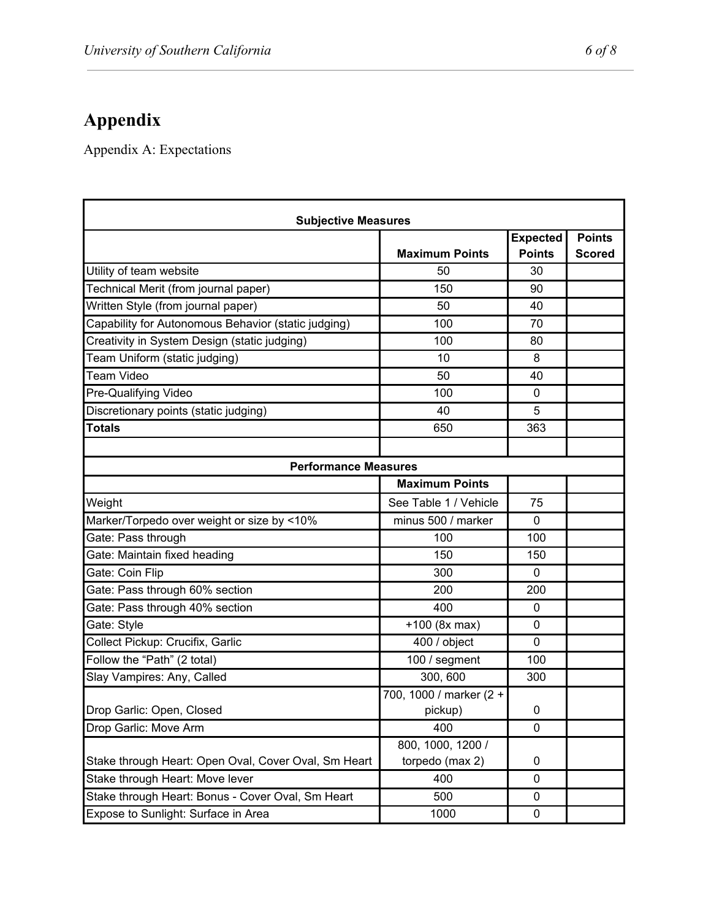# Appendix

Appendix A: Expectations

| Subjective Measures | | | |
|---|---|---|---|
| | Maximum Points | Expected Points | Points Scored |
| Utility of team website | 50 | 30 | |
| Technical Merit (from journal paper) | 150 | 90 | |
| Written Style (from journal paper) | 50 | 40 | |
| Capability for Autonomous Behavior (static judging) | 100 | 70 | |
| Creativity in System Design (static judging) | 100 | 80 | |
| Team Uniform (static judging) | 10 | 8 | |
| Team Video | 50 | 40 | |
| Pre-Qualifying Video | 100 | 0 | |
| Discretionary points (static judging) | 40 | 5 | |
| **Totals** | 650 | 363 | |
| | | | |
| **Performance Measures** | | | |
| | **Maximum Points** | | |
| Weight | See Table 1 / Vehicle | 75 | |
| Marker/Torpedo over weight or size by <10% | minus 500 / marker | 0 | |
| Gate: Pass through | 100 | 100 | |
| Gate: Maintain fixed heading | 150 | 150 | |
| Gate: Coin Flip | 300 | 0 | |
| Gate: Pass through 60% section | 200 | 200 | |
| Gate: Pass through 40% section | 400 | 0 | |
| Gate: Style | +100 (8x max) | 0 | |
| Collect Pickup: Crucifix, Garlic | 400 / object | 0 | |
| Follow the “Path” (2 total) | 100 / segment | 100 | |
| Slay Vampires: Any, Called | 300, 600 | 300 | |
| Drop Garlic: Open, Closed | 700, 1000 / marker (2 + pickup) | 0 | |
| Drop Garlic: Move Arm | 400 | 0 | |
| Stake through Heart: Open Oval, Cover Oval, Sm Heart | 800, 1000, 1200 / torpedo (max 2) | 0 | |
| Stake through Heart: Move lever | 400 | 0 | |
| Stake through Heart: Bonus - Cover Oval, Sm Heart | 500 | 0 | |
| Expose to Sunlight: Surface in Area | 1000 | 0 | |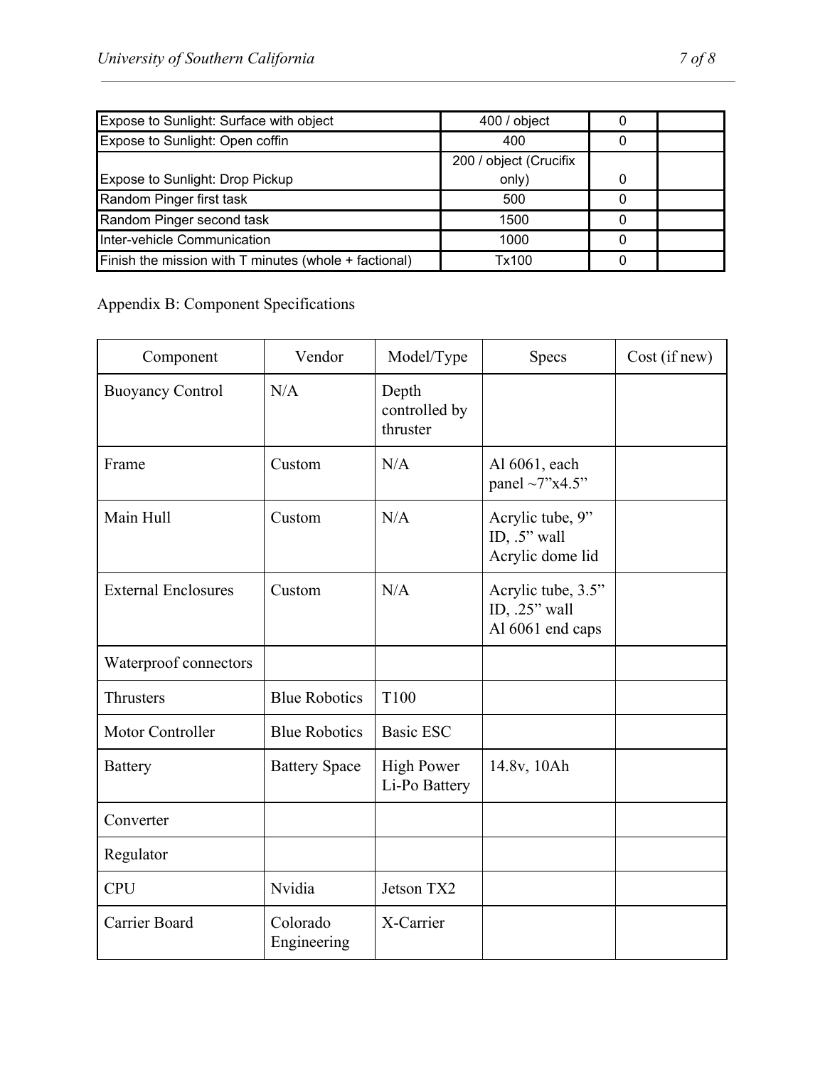| Expose to Sunlight: Surface with object | 400 / object | 0 | |
|---|---|---|---|
| Expose to Sunlight: Open coffin | 400 | 0 | |
| Expose to Sunlight: Drop Pickup | 200 / object (Crucifix only) | 0 | |
| Random Pinger first task | 500 | 0 | |
| Random Pinger second task | 1500 | 0 | |
| Inter-vehicle Communication | 1000 | 0 | |
| Finish the mission with T minutes (whole + factional) | Tx100 | 0 | |

Appendix B: Component Specifications

| Component | Vendor | Model/Type | Specs | Cost (if new) |
|---|---|---|---|---|
| Buoyancy Control | N/A | Depth controlled by thruster | | |
| Frame | Custom | N/A | Al 6061, each panel ~7"x4.5" | |
| Main Hull | Custom | N/A | Acrylic tube, 9" ID, .5" wall Acrylic dome lid | |
| External Enclosures | Custom | N/A | Acrylic tube, 3.5" ID, .25" wall Al 6061 end caps | |
| Waterproof connectors | | | | |
| Thrusters | Blue Robotics | T100 | | |
| Motor Controller | Blue Robotics | Basic ESC | | |
| Battery | Battery Space | High Power Li-Po Battery | 14.8v, 10Ah | |
| Converter | | | | |
| Regulator | | | | |
| CPU | Nvidia | Jetson TX2 | | |
| Carrier Board | Colorado Engineering | X-Carrier | | |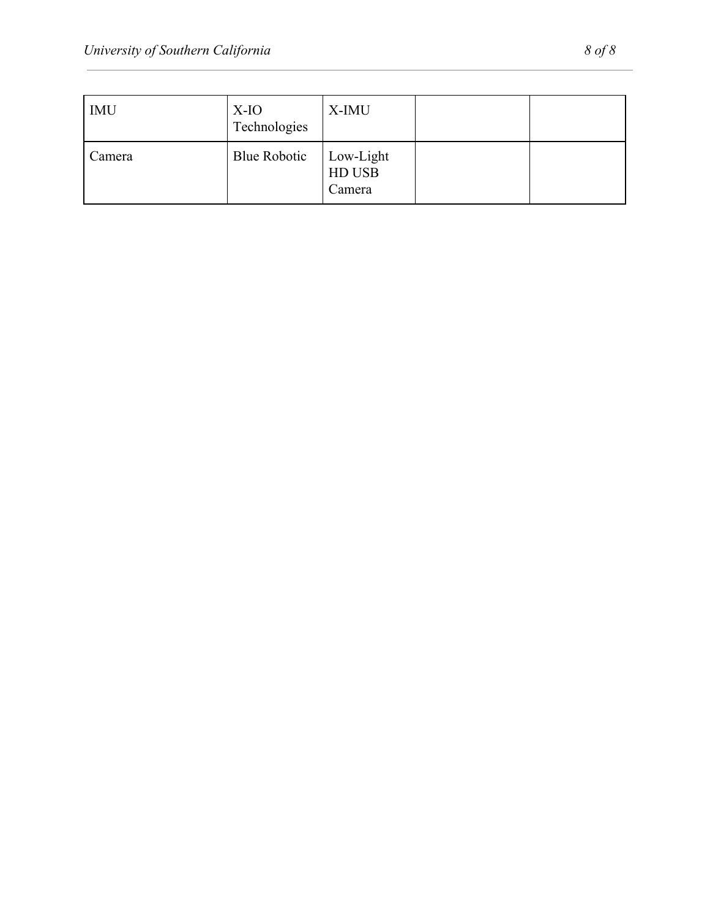| | | | | |
|---|---|---|---|---|
| IMU | X-IO Technologies | X-IMU | | |
| Camera | Blue Robotic | Low-Light HD USB Camera | | |